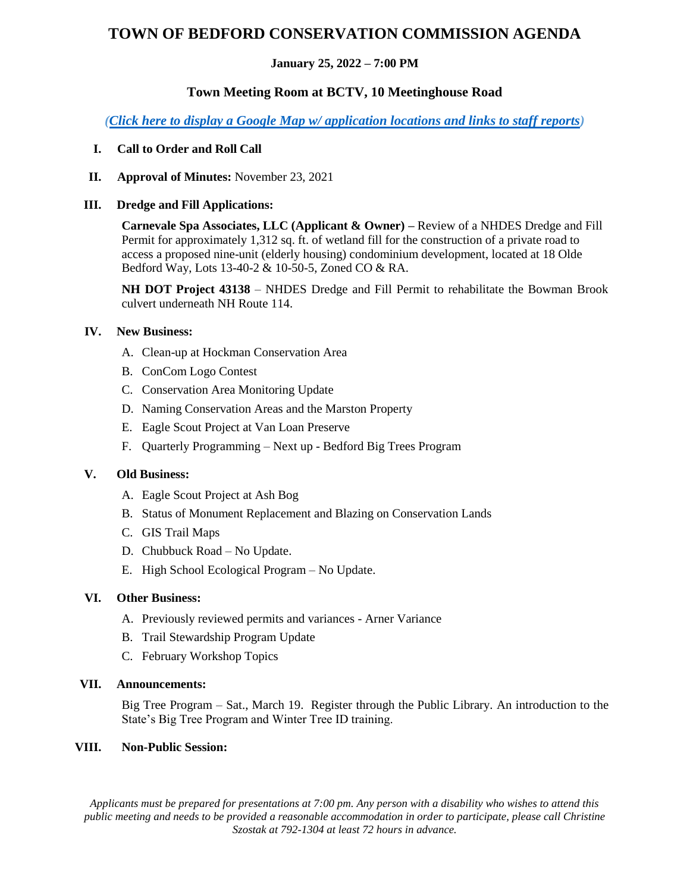# TOWN OF BEDFORD CONSERVATION COMMISSION AGENDA

**January 25, 2022 – 7:00 PM**

## Town Meeting Room at BCTV, 10 Meetinghouse Road

*(Click here to display a Google Map w/ application locations and links to staff reports)*

**I. Call to Order and Roll Call**

**II. Approval of Minutes:** November 23, 2021

**III. Dredge and Fill Applications:**

**Carnevale Spa Associates, LLC (Applicant & Owner) –** Review of a NHDES Dredge and Fill Permit for approximately 1,312 sq. ft. of wetland fill for the construction of a private road to access a proposed nine-unit (elderly housing) condominium development, located at 18 Olde Bedford Way, Lots 13-40-2 & 10-50-5, Zoned CO & RA.

**NH DOT Project 43138** – NHDES Dredge and Fill Permit to rehabilitate the Bowman Brook culvert underneath NH Route 114.

**IV. New Business:**

A. Clean-up at Hockman Conservation Area
B. ConCom Logo Contest
C. Conservation Area Monitoring Update
D. Naming Conservation Areas and the Marston Property
E. Eagle Scout Project at Van Loan Preserve
F. Quarterly Programming – Next up - Bedford Big Trees Program

**V. Old Business:**

A. Eagle Scout Project at Ash Bog
B. Status of Monument Replacement and Blazing on Conservation Lands
C. GIS Trail Maps
D. Chubbuck Road – No Update.
E. High School Ecological Program – No Update.

**VI. Other Business:**

A. Previously reviewed permits and variances - Arner Variance
B. Trail Stewardship Program Update
C. February Workshop Topics

**VII. Announcements:**

Big Tree Program – Sat., March 19. Register through the Public Library. An introduction to the State's Big Tree Program and Winter Tree ID training.

**VIII. Non-Public Session:**

*Applicants must be prepared for presentations at 7:00 pm. Any person with a disability who wishes to attend this public meeting and needs to be provided a reasonable accommodation in order to participate, please call Christine Szostak at 792-1304 at least 72 hours in advance.*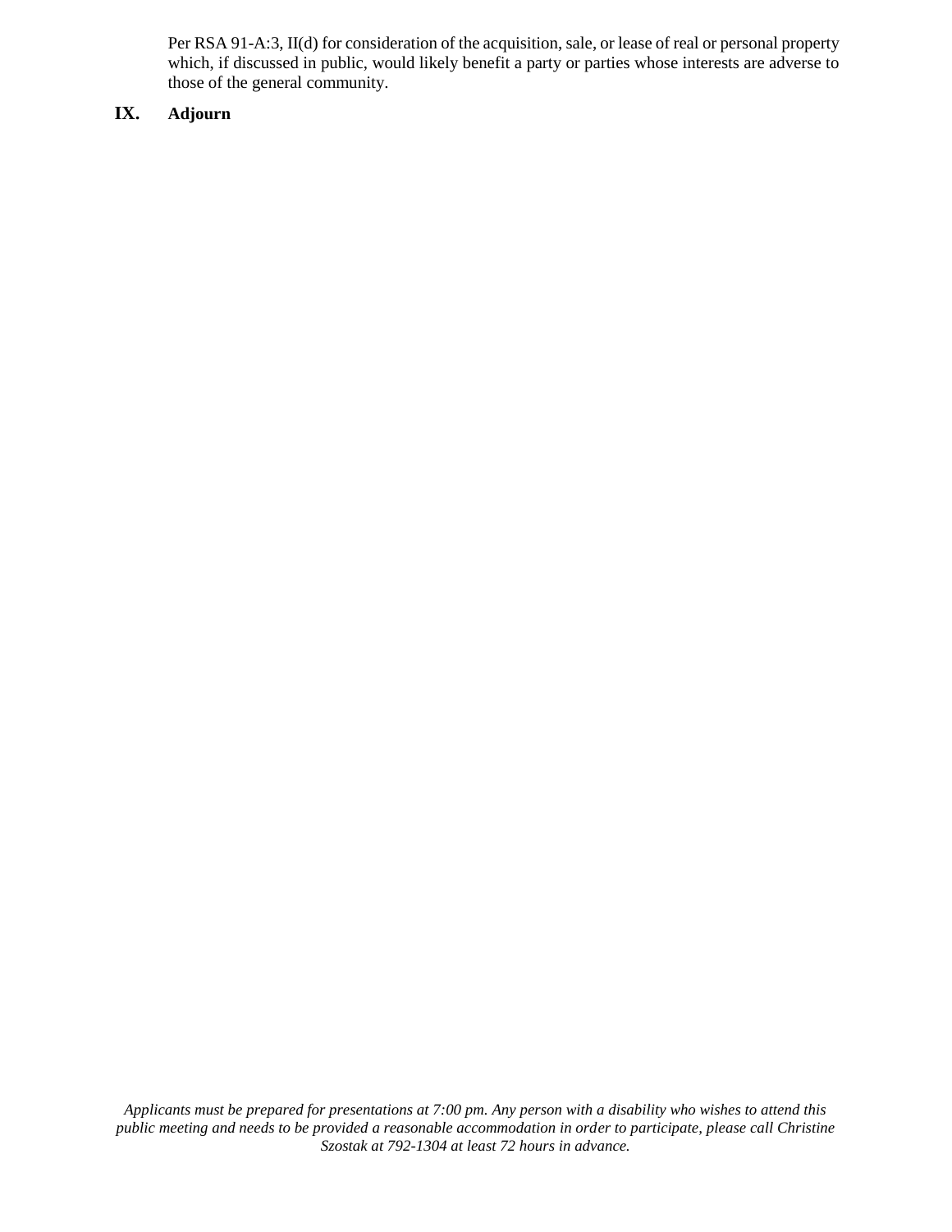Per RSA 91-A:3, II(d) for consideration of the acquisition, sale, or lease of real or personal property which, if discussed in public, would likely benefit a party or parties whose interests are adverse to those of the general community.

## IX. Adjourn

*Applicants must be prepared for presentations at 7:00 pm. Any person with a disability who wishes to attend this public meeting and needs to be provided a reasonable accommodation in order to participate, please call Christine Szostak at 792-1304 at least 72 hours in advance.*